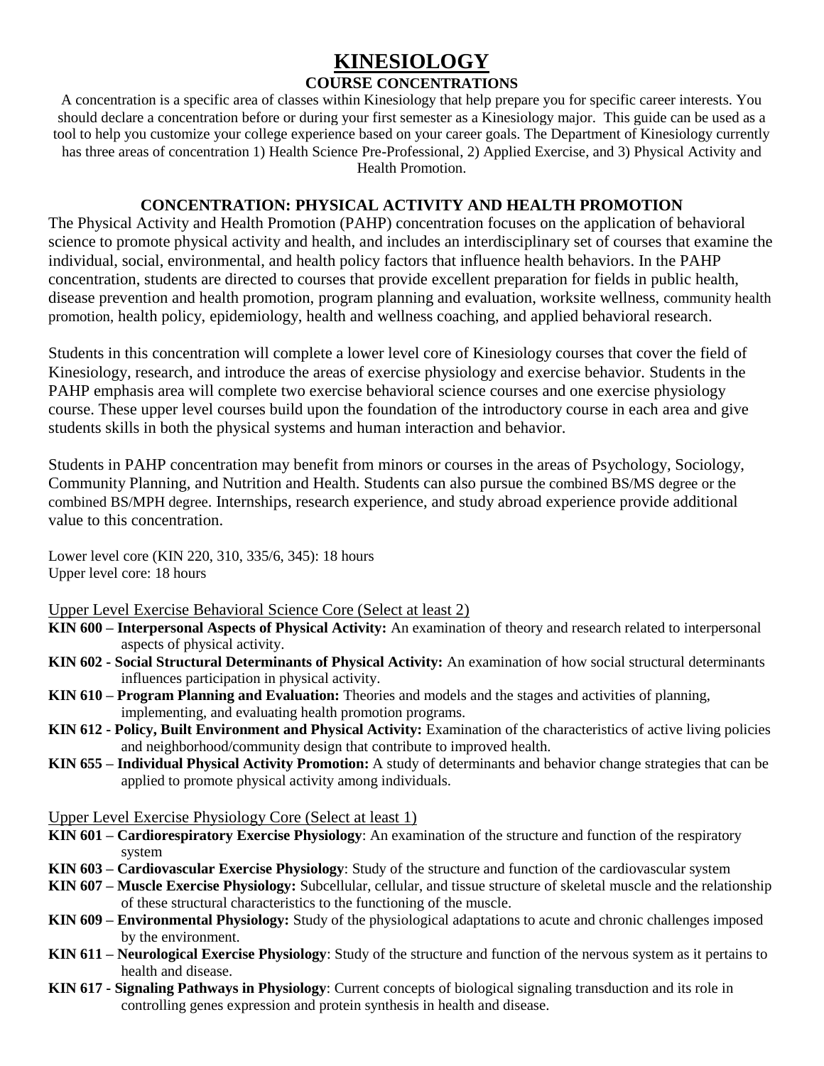# KINESIOLOGY

## COURSE CONCENTRATIONS

A concentration is a specific area of classes within Kinesiology that help prepare you for specific career interests. You should declare a concentration before or during your first semester as a Kinesiology major. This guide can be used as a tool to help you customize your college experience based on your career goals. The Department of Kinesiology currently has three areas of concentration 1) Health Science Pre-Professional, 2) Applied Exercise, and 3) Physical Activity and Health Promotion.

### CONCENTRATION: PHYSICAL ACTIVITY AND HEALTH PROMOTION

The Physical Activity and Health Promotion (PAHP) concentration focuses on the application of behavioral science to promote physical activity and health, and includes an interdisciplinary set of courses that examine the individual, social, environmental, and health policy factors that influence health behaviors. In the PAHP concentration, students are directed to courses that provide excellent preparation for fields in public health, disease prevention and health promotion, program planning and evaluation, worksite wellness, community health promotion, health policy, epidemiology, health and wellness coaching, and applied behavioral research.

Students in this concentration will complete a lower level core of Kinesiology courses that cover the field of Kinesiology, research, and introduce the areas of exercise physiology and exercise behavior. Students in the PAHP emphasis area will complete two exercise behavioral science courses and one exercise physiology course. These upper level courses build upon the foundation of the introductory course in each area and give students skills in both the physical systems and human interaction and behavior.

Students in PAHP concentration may benefit from minors or courses in the areas of Psychology, Sociology, Community Planning, and Nutrition and Health. Students can also pursue the combined BS/MS degree or the combined BS/MPH degree. Internships, research experience, and study abroad experience provide additional value to this concentration.

Lower level core (KIN 220, 310, 335/6, 345): 18 hours
Upper level core: 18 hours

Upper Level Exercise Behavioral Science Core (Select at least 2)

- **KIN 600 – Interpersonal Aspects of Physical Activity:** An examination of theory and research related to interpersonal aspects of physical activity.
- **KIN 602 - Social Structural Determinants of Physical Activity:** An examination of how social structural determinants influences participation in physical activity.
- **KIN 610 – Program Planning and Evaluation:** Theories and models and the stages and activities of planning, implementing, and evaluating health promotion programs.
- **KIN 612 - Policy, Built Environment and Physical Activity:** Examination of the characteristics of active living policies and neighborhood/community design that contribute to improved health.
- **KIN 655 – Individual Physical Activity Promotion:** A study of determinants and behavior change strategies that can be applied to promote physical activity among individuals.

Upper Level Exercise Physiology Core (Select at least 1)

- **KIN 601 – Cardiorespiratory Exercise Physiology**: An examination of the structure and function of the respiratory system
- **KIN 603 – Cardiovascular Exercise Physiology**: Study of the structure and function of the cardiovascular system
- **KIN 607 – Muscle Exercise Physiology:** Subcellular, cellular, and tissue structure of skeletal muscle and the relationship of these structural characteristics to the functioning of the muscle.
- **KIN 609 – Environmental Physiology:** Study of the physiological adaptations to acute and chronic challenges imposed by the environment.
- **KIN 611 – Neurological Exercise Physiology**: Study of the structure and function of the nervous system as it pertains to health and disease.
- **KIN 617 - Signaling Pathways in Physiology**: Current concepts of biological signaling transduction and its role in controlling genes expression and protein synthesis in health and disease.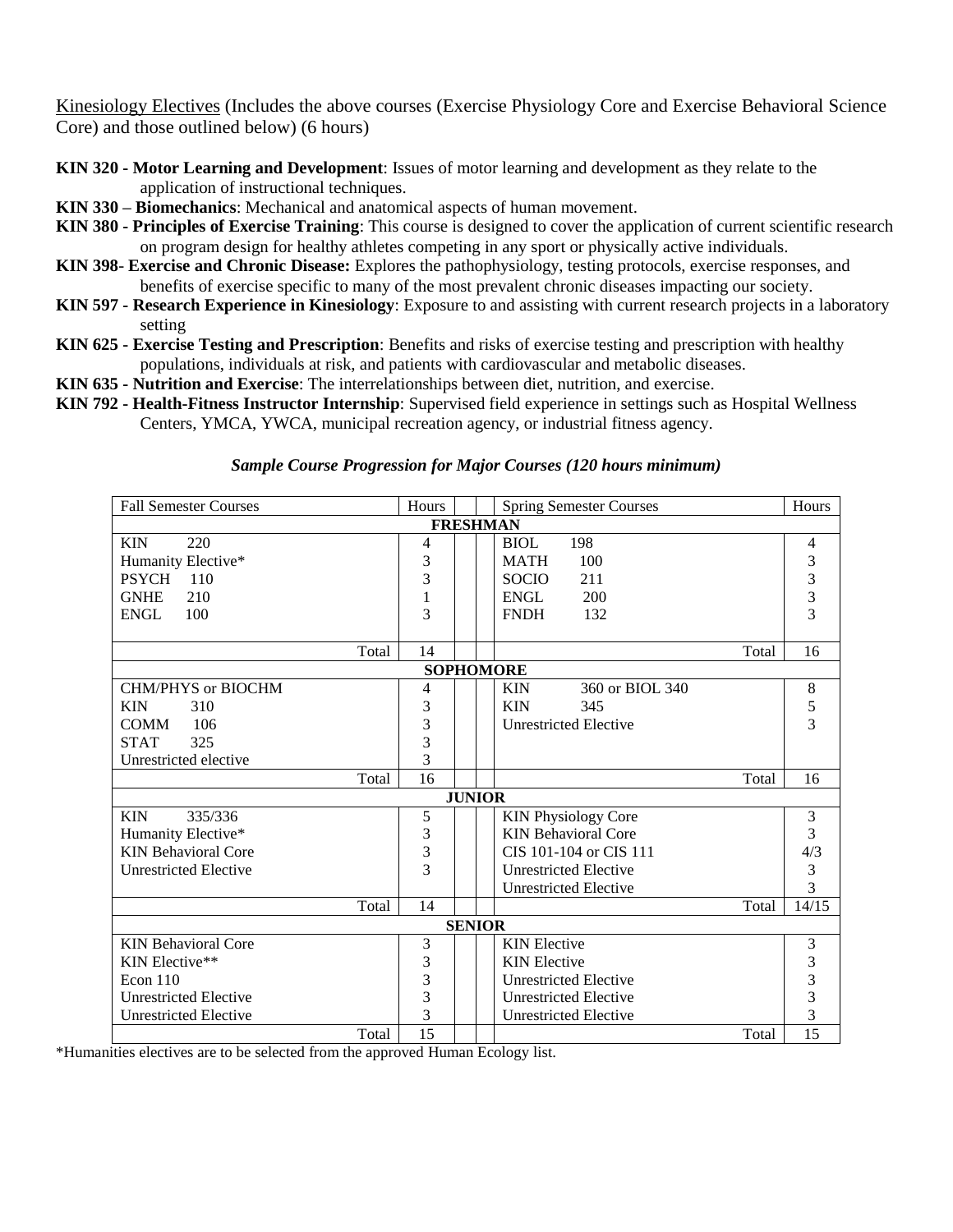Kinesiology Electives (Includes the above courses (Exercise Physiology Core and Exercise Behavioral Science Core) and those outlined below) (6 hours)

**KIN 320 - Motor Learning and Development**: Issues of motor learning and development as they relate to the application of instructional techniques.
**KIN 330 – Biomechanics**: Mechanical and anatomical aspects of human movement.
**KIN 380 - Principles of Exercise Training**: This course is designed to cover the application of current scientific research on program design for healthy athletes competing in any sport or physically active individuals.
**KIN 398- Exercise and Chronic Disease:** Explores the pathophysiology, testing protocols, exercise responses, and benefits of exercise specific to many of the most prevalent chronic diseases impacting our society.
**KIN 597 - Research Experience in Kinesiology**: Exposure to and assisting with current research projects in a laboratory setting
**KIN 625 - Exercise Testing and Prescription**: Benefits and risks of exercise testing and prescription with healthy populations, individuals at risk, and patients with cardiovascular and metabolic diseases.
**KIN 635 - Nutrition and Exercise**: The interrelationships between diet, nutrition, and exercise.
**KIN 792 - Health-Fitness Instructor Internship**: Supervised field experience in settings such as Hospital Wellness Centers, YMCA, YWCA, municipal recreation agency, or industrial fitness agency.

***Sample Course Progression for Major Courses (120 hours minimum)***

| Fall Semester Courses | Hours | Spring Semester Courses | Hours |
|---|---|---|---|
| **FRESHMAN** | | | |
| KIN 220 | 4 | BIOL 198 | 4 |
| Humanity Elective* | 3 | MATH 100 | 3 |
| PSYCH 110 | 3 | SOCIO 211 | 3 |
| GNHE 210 | 1 | ENGL 200 | 3 |
| ENGL 100 | 3 | FNDH 132 | 3 |
| Total | 14 | Total | 16 |
| **SOPHOMORE** | | | |
| CHM/PHYS or BIOCHM | 4 | KIN 360 or BIOL 340 | 8 |
| KIN 310 | 3 | KIN 345 | 5 |
| COMM 106 | 3 | Unrestricted Elective | 3 |
| STAT 325 | 3 | | |
| Unrestricted elective | 3 | | |
| Total | 16 | Total | 16 |
| **JUNIOR** | | | |
| KIN 335/336 | 5 | KIN Physiology Core | 3 |
| Humanity Elective* | 3 | KIN Behavioral Core | 3 |
| KIN Behavioral Core | 3 | CIS 101-104 or CIS 111 | 4/3 |
| Unrestricted Elective | 3 | Unrestricted Elective | 3 |
| | | Unrestricted Elective | 3 |
| Total | 14 | Total | 14/15 |
| **SENIOR** | | | |
| KIN Behavioral Core | 3 | KIN Elective | 3 |
| KIN Elective** | 3 | KIN Elective | 3 |
| Econ 110 | 3 | Unrestricted Elective | 3 |
| Unrestricted Elective | 3 | Unrestricted Elective | 3 |
| Unrestricted Elective | 3 | Unrestricted Elective | 3 |
| Total | 15 | Total | 15 |

*Humanities electives are to be selected from the approved Human Ecology list.